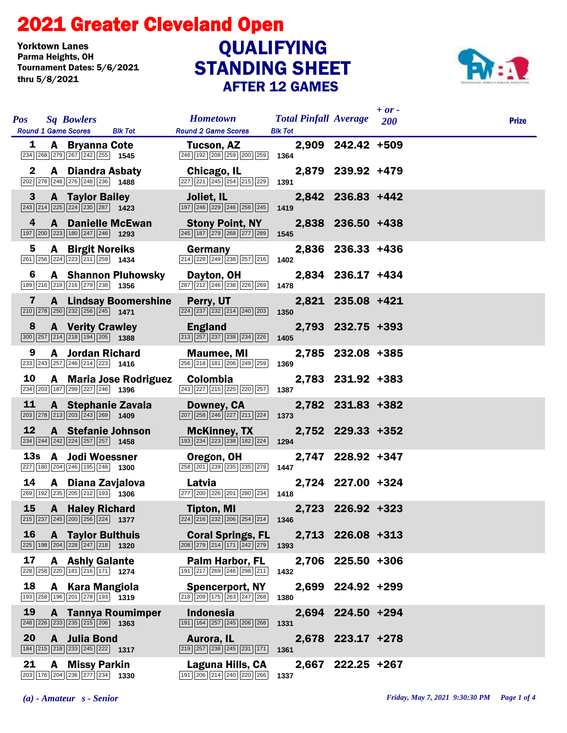# 2021 Greater Cleveland Open

Yorktown Lanes
Parma Heights, OH
Tournament Dates: 5/6/2021 thru 5/8/2021

## QUALIFYING STANDING SHEET
### AFTER 12 GAMES

| Pos | Sq | Bowlers | Round 1 Game Scores | Blk Tot | Hometown | Round 2 Game Scores | Blk Tot | Total Pinfall | Average | + or - 200 | Prize |
|---|---|---|---|---|---|---|---|---|---|---|---|
| 1 | A | Bryanna Cote | 234 268 279 267 242 255 | 1545 | Tucson, AZ | 246 192 208 259 200 259 | 1364 | 2,909 | 242.42 | +509 | |
| 2 | A | Diandra Asbaty | 202 278 248 276 248 236 | 1488 | Chicago, IL | 227 221 245 254 215 229 | 1391 | 2,879 | 239.92 | +479 | |
| 3 | A | Taylor Bailey | 243 214 225 224 230 287 | 1423 | Joliet, IL | 197 246 229 246 256 245 | 1419 | 2,842 | 236.83 | +442 | |
| 4 | A | Danielle McEwan | 197 200 223 180 247 246 | 1293 | Stony Point, NY | 245 187 279 268 277 289 | 1545 | 2,838 | 236.50 | +438 | |
| 5 | A | Birgit Noreiks | 261 256 224 223 211 259 | 1434 | Germany | 214 228 249 238 257 216 | 1402 | 2,836 | 236.33 | +436 | |
| 6 | A | Shannon Pluhowsky | 189 216 218 216 279 238 | 1356 | Dayton, OH | 287 212 246 238 226 269 | 1478 | 2,834 | 236.17 | +434 | |
| 7 | A | Lindsay Boomershine | 210 278 250 232 256 245 | 1471 | Perry, UT | 224 237 232 214 240 203 | 1350 | 2,821 | 235.08 | +421 | |
| 8 | A | Verity Crawley | 300 257 214 218 194 205 | 1388 | England | 213 257 237 238 234 226 | 1405 | 2,793 | 232.75 | +393 | |
| 9 | A | Jordan Richard | 233 243 257 246 214 223 | 1416 | Maumee, MI | 256 218 181 206 249 259 | 1369 | 2,785 | 232.08 | +385 | |
| 10 | A | Maria Jose Rodriguez | 234 203 187 299 227 246 | 1396 | Colombia | 243 227 215 225 220 257 | 1387 | 2,783 | 231.92 | +383 | |
| 11 | A | Stephanie Zavala | 203 278 213 203 243 269 | 1409 | Downey, CA | 207 258 246 227 211 224 | 1373 | 2,782 | 231.83 | +382 | |
| 12 | A | Stefanie Johnson | 234 244 242 224 257 257 | 1458 | McKinney, TX | 193 234 223 238 182 224 | 1294 | 2,752 | 229.33 | +352 | |
| 13s | A | Jodi Woessner | 227 180 204 246 195 248 | 1300 | Oregon, OH | 258 201 239 235 235 279 | 1447 | 2,747 | 228.92 | +347 | |
| 14 | A | Diana Zavjalova | 269 192 235 205 212 193 | 1306 | Latvia | 277 200 226 201 280 234 | 1418 | 2,724 | 227.00 | +324 | |
| 15 | A | Haley Richard | 215 237 245 200 256 224 | 1377 | Tipton, MI | 224 216 232 206 254 214 | 1346 | 2,723 | 226.92 | +323 | |
| 16 | A | Taylor Bulthuis | 225 198 204 228 247 218 | 1320 | Coral Springs, FL | 208 279 214 171 242 279 | 1393 | 2,713 | 226.08 | +313 | |
| 17 | A | Ashly Galante | 228 258 220 181 216 171 | 1274 | Palm Harbor, FL | 191 217 269 246 298 211 | 1432 | 2,706 | 225.50 | +306 | |
| 18 | A | Kara Mangiola | 193 258 196 201 278 193 | 1319 | Spencerport, NY | 218 209 175 263 247 268 | 1380 | 2,699 | 224.92 | +299 | |
| 19 | A | Tannya Roumimper | 248 226 233 235 215 206 | 1363 | Indonesia | 191 164 257 245 206 268 | 1331 | 2,694 | 224.50 | +294 | |
| 20 | A | Julia Bond | 184 215 218 233 245 222 | 1317 | Aurora, IL | 219 257 238 245 231 171 | 1361 | 2,678 | 223.17 | +278 | |
| 21 | A | Missy Parkin | 203 176 204 236 277 234 | 1330 | Laguna Hills, CA | 191 206 214 240 220 266 | 1337 | 2,667 | 222.25 | +267 | |

*(a) - Amateur s - Senior*

*Friday, May 7, 2021 9:30:30 PM*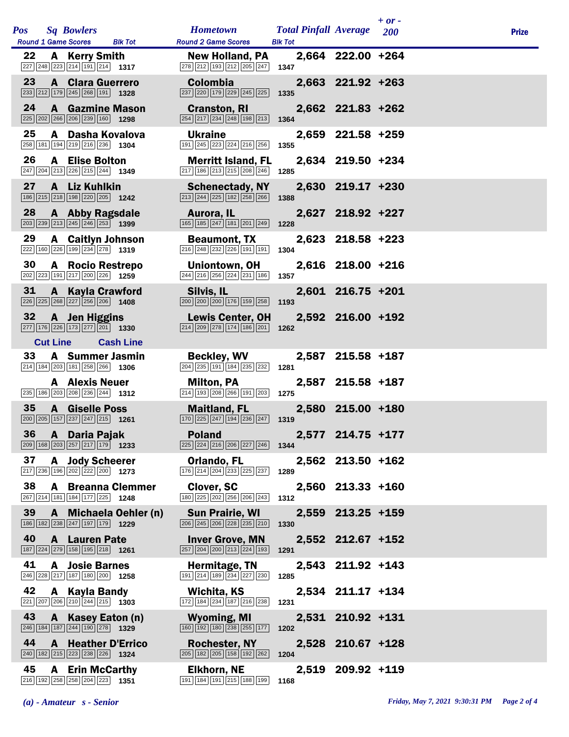| Pos | Sq | Bowlers | Round 1 Game Scores | Blk Tot | Hometown | Round 2 Game Scores | Blk Tot | Total Pinfall | Average | + or - 200 | Prize |
|---|---|---|---|---|---|---|---|---|---|---|---|
| 22 | A | Kerry Smith | 227 248 223 214 191 214 | 1317 | New Holland, PA | 278 212 193 212 205 247 | 1347 | 2,664 | 222.00 | +264 | |
| 23 | A | Clara Guerrero | 233 212 179 245 268 191 | 1328 | Colombia | 237 220 179 229 245 225 | 1335 | 2,663 | 221.92 | +263 | |
| 24 | A | Gazmine Mason | 225 202 266 206 239 160 | 1298 | Cranston, RI | 254 217 234 248 198 213 | 1364 | 2,662 | 221.83 | +262 | |
| 25 | A | Dasha Kovalova | 258 181 194 219 216 236 | 1304 | Ukraine | 191 245 223 224 216 256 | 1355 | 2,659 | 221.58 | +259 | |
| 26 | A | Elise Bolton | 247 204 213 226 215 244 | 1349 | Merritt Island, FL | 217 186 213 215 208 246 | 1285 | 2,634 | 219.50 | +234 | |
| 27 | A | Liz Kuhlkin | 186 215 218 198 220 205 | 1242 | Schenectady, NY | 213 244 225 182 258 266 | 1388 | 2,630 | 219.17 | +230 | |
| 28 | A | Abby Ragsdale | 203 239 213 245 246 253 | 1399 | Aurora, IL | 165 185 247 181 201 249 | 1228 | 2,627 | 218.92 | +227 | |
| 29 | A | Caitlyn Johnson | 222 160 226 199 234 278 | 1319 | Beaumont, TX | 216 248 232 226 191 191 | 1304 | 2,623 | 218.58 | +223 | |
| 30 | A | Rocio Restrepo | 202 223 191 217 200 226 | 1259 | Uniontown, OH | 244 216 256 224 231 186 | 1357 | 2,616 | 218.00 | +216 | |
| 31 | A | Kayla Crawford | 226 225 268 227 256 206 | 1408 | Silvis, IL | 200 200 200 176 159 258 | 1193 | 2,601 | 216.75 | +201 | |
| 32 | A | Jen Higgins | 277 176 226 173 277 201 | 1330 | Lewis Center, OH | 214 209 278 174 186 201 | 1262 | 2,592 | 216.00 | +192 | |
| Cut Line | | Cash Line | | | | | | | | | |
| 33 | A | Summer Jasmin | 214 184 203 181 258 266 | 1306 | Beckley, WV | 204 235 191 184 235 232 | 1281 | 2,587 | 215.58 | +187 | |
| | A | Alexis Neuer | 235 186 203 208 236 244 | 1312 | Milton, PA | 214 193 208 266 191 203 | 1275 | 2,587 | 215.58 | +187 | |
| 35 | A | Giselle Poss | 200 205 157 237 247 215 | 1261 | Maitland, FL | 170 225 247 194 236 247 | 1319 | 2,580 | 215.00 | +180 | |
| 36 | A | Daria Pajak | 209 168 203 257 217 179 | 1233 | Poland | 225 224 216 206 227 246 | 1344 | 2,577 | 214.75 | +177 | |
| 37 | A | Jody Scheerer | 217 236 196 202 222 200 | 1273 | Orlando, FL | 176 214 204 233 225 237 | 1289 | 2,562 | 213.50 | +162 | |
| 38 | A | Breanna Clemmer | 267 214 181 184 177 225 | 1248 | Clover, SC | 180 225 202 256 206 243 | 1312 | 2,560 | 213.33 | +160 | |
| 39 | A | Michaela Oehler (n) | 186 182 238 247 197 179 | 1229 | Sun Prairie, WI | 206 245 206 228 235 210 | 1330 | 2,559 | 213.25 | +159 | |
| 40 | A | Lauren Pate | 187 224 279 158 195 218 | 1261 | Inver Grove, MN | 257 204 200 213 224 193 | 1291 | 2,552 | 212.67 | +152 | |
| 41 | A | Josie Barnes | 246 228 217 187 180 200 | 1258 | Hermitage, TN | 191 214 189 234 227 230 | 1285 | 2,543 | 211.92 | +143 | |
| 42 | A | Kayla Bandy | 221 207 206 210 244 215 | 1303 | Wichita, KS | 172 184 234 187 216 238 | 1231 | 2,534 | 211.17 | +134 | |
| 43 | A | Kasey Eaton (n) | 246 184 187 244 190 278 | 1329 | Wyoming, MI | 160 192 180 238 255 177 | 1202 | 2,531 | 210.92 | +131 | |
| 44 | A | Heather D'Errico | 240 182 215 223 238 226 | 1324 | Rochester, NY | 205 182 205 158 192 262 | 1204 | 2,528 | 210.67 | +128 | |
| 45 | A | Erin McCarthy | 216 192 258 258 204 223 | 1351 | Elkhorn, NE | 191 184 191 215 188 199 | 1168 | 2,519 | 209.92 | +119 | |

*(a) - Amateur   s - Senior*

*Friday, May 7, 2021 9:30:31 PM*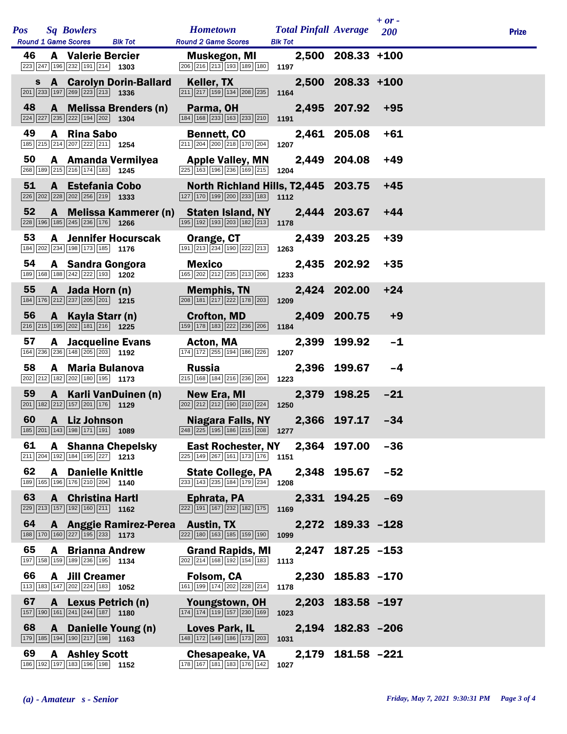| Pos | Sq | Bowlers | Round 1 Game Scores | Blk Tot | Hometown | Round 2 Game Scores | Blk Tot | Total Pinfall | Average | + or - 200 | Prize |
|---|---|---|---|---|---|---|---|---|---|---|---|
| 46 | A | Valerie Bercier | 223 247 196 232 191 214 | 1303 | Muskegon, MI | 206 216 213 193 189 180 | 1197 | 2,500 | 208.33 | +100 | |
| s | A | Carolyn Dorin-Ballard | 201 233 197 269 223 213 | 1336 | Keller, TX | 211 217 159 134 208 235 | 1164 | 2,500 | 208.33 | +100 | |
| 48 | A | Melissa Brenders (n) | 224 227 235 222 194 202 | 1304 | Parma, OH | 184 168 233 163 233 210 | 1191 | 2,495 | 207.92 | +95 | |
| 49 | A | Rina Sabo | 185 215 214 207 222 211 | 1254 | Bennett, CO | 211 204 200 218 170 204 | 1207 | 2,461 | 205.08 | +61 | |
| 50 | A | Amanda Vermilyea | 268 189 215 216 174 183 | 1245 | Apple Valley, MN | 225 163 196 236 169 215 | 1204 | 2,449 | 204.08 | +49 | |
| 51 | A | Estefania Cobo | 226 202 228 202 256 219 | 1333 | North Richland Hills, T | 127 170 199 200 233 183 | 1112 | 2,445 | 203.75 | +45 | |
| 52 | A | Melissa Kammerer (n) | 228 196 185 245 236 176 | 1266 | Staten Island, NY | 195 192 193 203 182 213 | 1178 | 2,444 | 203.67 | +44 | |
| 53 | A | Jennifer Hocurscak | 184 202 234 198 173 185 | 1176 | Orange, CT | 191 213 234 190 222 213 | 1263 | 2,439 | 203.25 | +39 | |
| 54 | A | Sandra Gongora | 189 168 188 242 222 193 | 1202 | Mexico | 165 202 212 235 213 206 | 1233 | 2,435 | 202.92 | +35 | |
| 55 | A | Jada Horn (n) | 184 176 212 237 205 201 | 1215 | Memphis, TN | 208 181 217 222 178 203 | 1209 | 2,424 | 202.00 | +24 | |
| 56 | A | Kayla Starr (n) | 216 215 195 202 181 216 | 1225 | Crofton, MD | 159 178 183 222 236 206 | 1184 | 2,409 | 200.75 | +9 | |
| 57 | A | Jacqueline Evans | 164 236 236 148 205 203 | 1192 | Acton, MA | 174 172 255 194 186 226 | 1207 | 2,399 | 199.92 | -1 | |
| 58 | A | Maria Bulanova | 202 212 182 202 180 195 | 1173 | Russia | 215 168 184 216 236 204 | 1223 | 2,396 | 199.67 | -4 | |
| 59 | A | Karli VanDuinen (n) | 201 182 212 157 201 176 | 1129 | New Era, MI | 202 212 212 190 210 224 | 1250 | 2,379 | 198.25 | -21 | |
| 60 | A | Liz Johnson | 185 201 143 198 171 191 | 1089 | Niagara Falls, NY | 248 225 195 186 215 208 | 1277 | 2,366 | 197.17 | -34 | |
| 61 | A | Shanna Chepelsky | 211 204 192 184 195 227 | 1213 | East Rochester, NY | 225 149 267 161 173 176 | 1151 | 2,364 | 197.00 | -36 | |
| 62 | A | Danielle Knittle | 189 165 196 176 210 204 | 1140 | State College, PA | 233 143 235 184 179 234 | 1208 | 2,348 | 195.67 | -52 | |
| 63 | A | Christina Hartl | 229 213 157 192 160 211 | 1162 | Ephrata, PA | 222 191 167 232 182 175 | 1169 | 2,331 | 194.25 | -69 | |
| 64 | A | Anggie Ramirez-Perea | 188 170 160 227 195 233 | 1173 | Austin, TX | 222 180 163 185 159 190 | 1099 | 2,272 | 189.33 | -128 | |
| 65 | A | Brianna Andrew | 197 158 159 189 236 195 | 1134 | Grand Rapids, MI | 202 214 168 192 154 183 | 1113 | 2,247 | 187.25 | -153 | |
| 66 | A | Jill Creamer | 113 183 147 202 224 183 | 1052 | Folsom, CA | 161 199 174 202 228 214 | 1178 | 2,230 | 185.83 | -170 | |
| 67 | A | Lexus Petrich (n) | 157 190 161 241 244 187 | 1180 | Youngstown, OH | 174 174 119 157 230 169 | 1023 | 2,203 | 183.58 | -197 | |
| 68 | A | Danielle Young (n) | 179 185 194 190 217 198 | 1163 | Loves Park, IL | 148 172 149 186 173 203 | 1031 | 2,194 | 182.83 | -206 | |
| 69 | A | Ashley Scott | 186 192 197 183 196 198 | 1152 | Chesapeake, VA | 178 167 181 183 176 142 | 1027 | 2,179 | 181.58 | -221 | |

*(a) - Amateur   s - Senior*

*Friday, May 7, 2021 9:30:31 PM*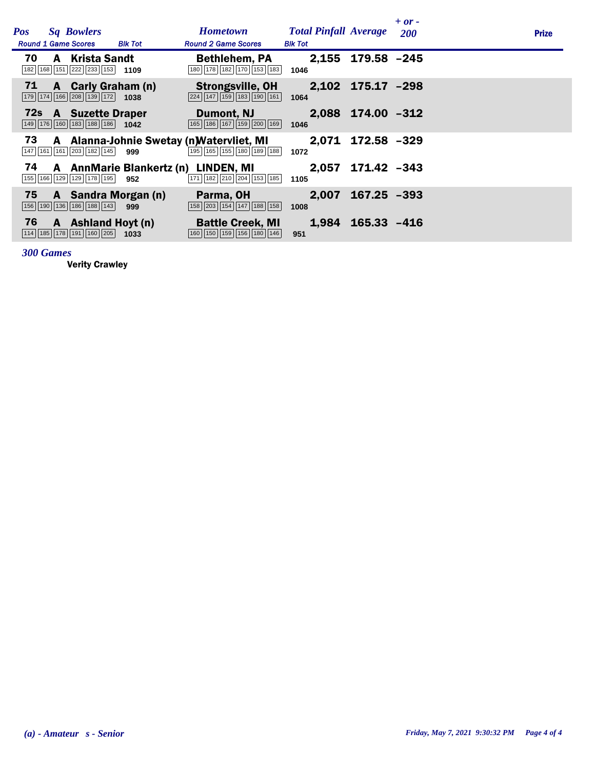| Pos | Sq | Bowlers | Round 1 Game Scores | Blk Tot | Hometown | Round 2 Game Scores | Blk Tot | Total Pinfall | Average | + or - 200 | Prize |
|---|---|---|---|---|---|---|---|---|---|---|---|
| 70 | A | Krista Sandt | 182 168 151 222 233 153 | 1109 | Bethlehem, PA | 180 178 182 170 153 183 | 1046 | 2,155 | 179.58 | -245 | |
| 71 | A | Carly Graham (n) | 179 174 166 208 139 172 | 1038 | Strongsville, OH | 224 147 159 183 190 161 | 1064 | 2,102 | 175.17 | -298 | |
| 72s | A | Suzette Draper | 149 176 160 183 188 186 | 1042 | Dumont, NJ | 165 186 167 159 200 169 | 1046 | 2,088 | 174.00 | -312 | |
| 73 | A | Alanna-Johnie Swetay (n) | 147 161 161 203 182 145 | 999 | Watervliet, MI | 195 165 155 180 189 188 | 1072 | 2,071 | 172.58 | -329 | |
| 74 | A | AnnMarie Blankertz (n) | 155 166 129 129 178 195 | 952 | LINDEN, MI | 171 182 210 204 153 185 | 1105 | 2,057 | 171.42 | -343 | |
| 75 | A | Sandra Morgan (n) | 156 190 136 186 188 143 | 999 | Parma, OH | 158 203 154 147 188 158 | 1008 | 2,007 | 167.25 | -393 | |
| 76 | A | Ashland Hoyt (n) | 114 185 178 191 160 205 | 1033 | Battle Creek, MI | 160 150 159 156 180 146 | 951 | 1,984 | 165.33 | -416 | |

*300 Games*

**Verity Crawley**

*(a) - Amateur   s - Senior*